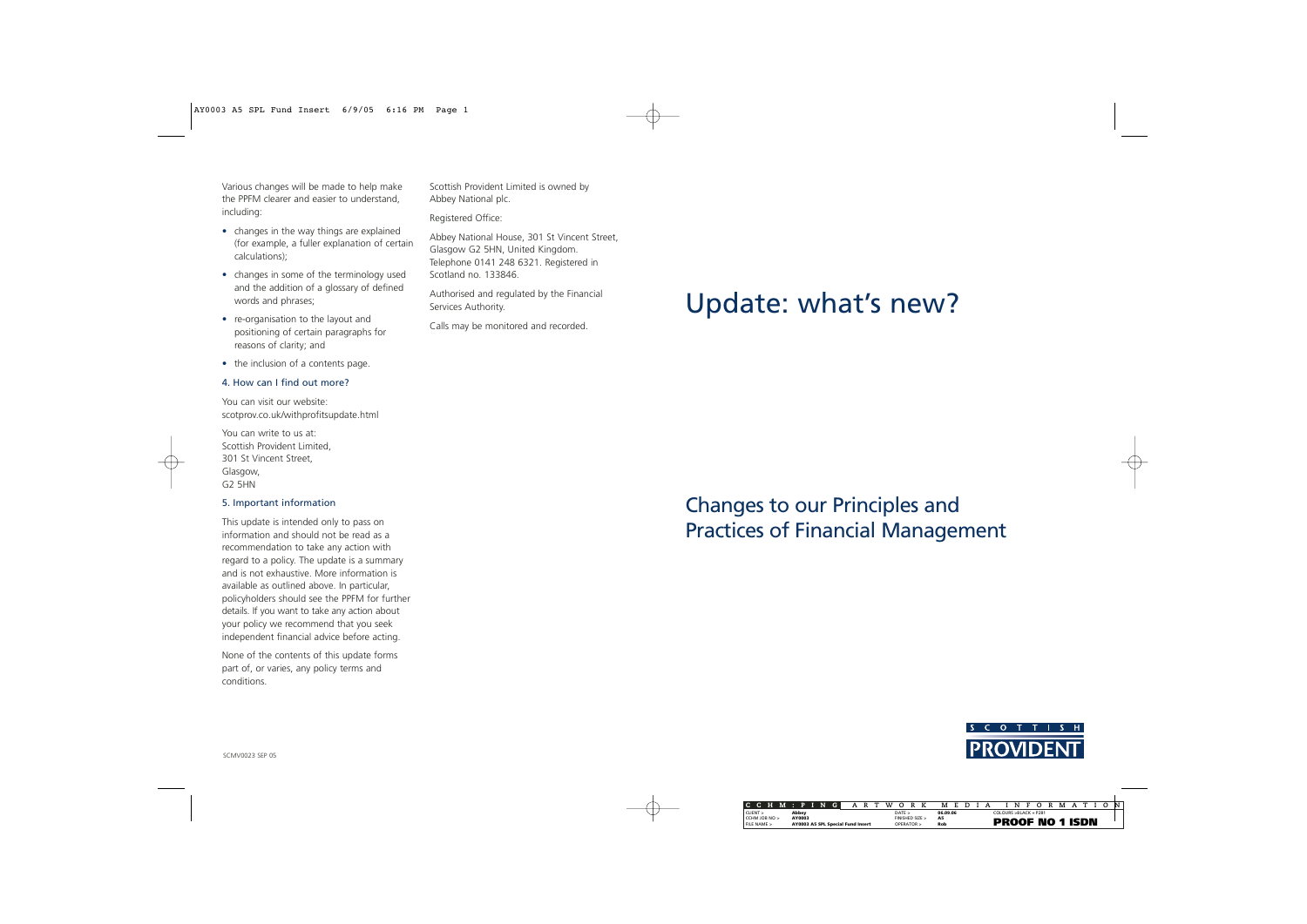Various changes will be made to help make the PPFM clearer and easier to understand, including:

- changes in the way things are explained (for example, a fuller explanation of certain calculations);
- changes in some of the terminology used and the addition of a glossary of defined words and phrases;
- re-organisation to the layout and positioning of certain paragraphs for reasons of clarity; and
- the inclusion of a contents page.

### 4. How can I find out more?

You can visit our website:
scotprov.co.uk/withprofitsupdate.html

You can write to us at:
Scottish Provident Limited,
301 St Vincent Street,
Glasgow,
G2 5HN

### 5. Important information

This update is intended only to pass on information and should not be read as a recommendation to take any action with regard to a policy. The update is a summary and is not exhaustive. More information is available as outlined above. In particular, policyholders should see the PPFM for further details. If you want to take any action about your policy we recommend that you seek independent financial advice before acting.

None of the contents of this update forms part of, or varies, any policy terms and conditions.

SCMV0023 SEP 05

Scottish Provident Limited is owned by Abbey National plc.

Registered Office:

Abbey National House, 301 St Vincent Street, Glasgow G2 5HN, United Kingdom. Telephone 0141 248 6321. Registered in Scotland no. 133846.

Authorised and regulated by the Financial Services Authority.

Calls may be monitored and recorded.

# Update: what's new?

## Changes to our Principles and Practices of Financial Management

SCOTTISH PROVIDENT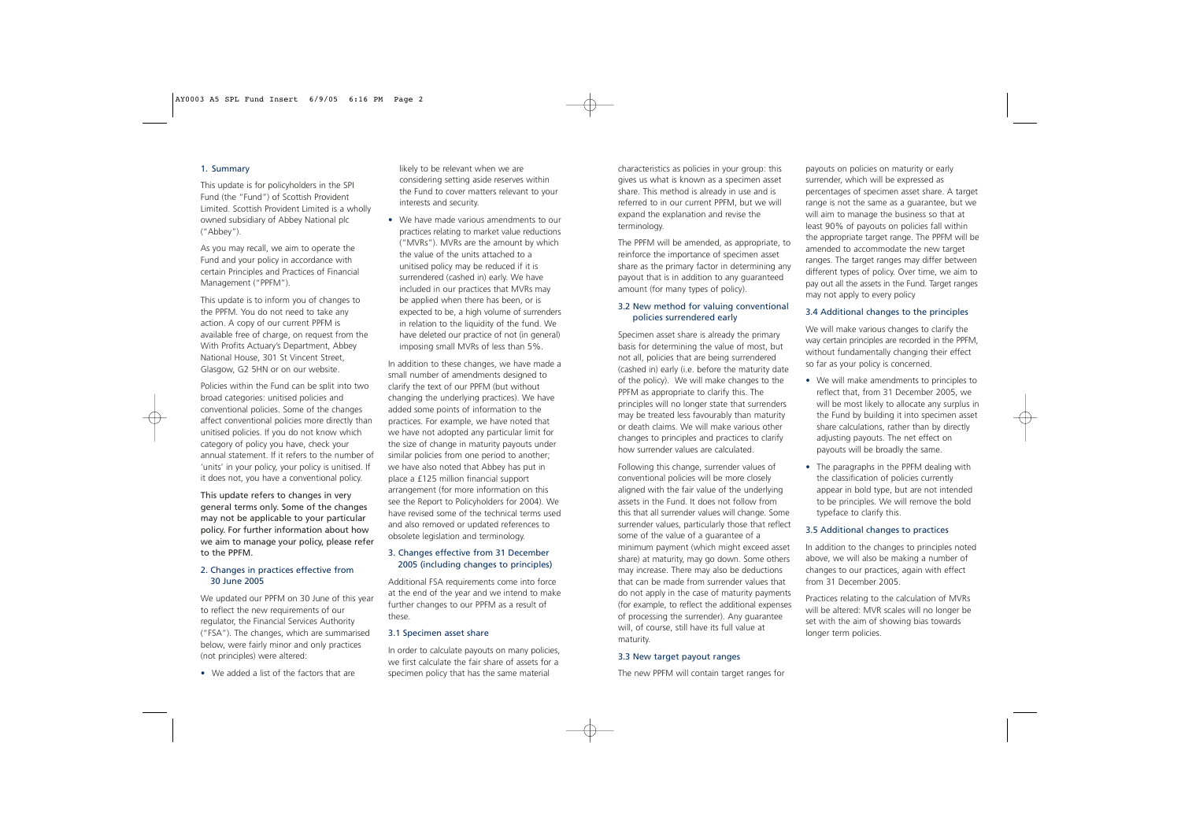## 1. Summary

This update is for policyholders in the SPI Fund (the "Fund") of Scottish Provident Limited. Scottish Provident Limited is a wholly owned subsidiary of Abbey National plc ("Abbey").

As you may recall, we aim to operate the Fund and your policy in accordance with certain Principles and Practices of Financial Management ("PPFM").

This update is to inform you of changes to the PPFM. You do not need to take any action. A copy of our current PPFM is available free of charge, on request from the With Profits Actuary's Department, Abbey National House, 301 St Vincent Street, Glasgow, G2 5HN or on our website.

Policies within the Fund can be split into two broad categories: unitised policies and conventional policies. Some of the changes affect conventional policies more directly than unitised policies. If you do not know which category of policy you have, check your annual statement. If it refers to the number of 'units' in your policy, your policy is unitised. If it does not, you have a conventional policy.

**This update refers to changes in very general terms only. Some of the changes may not be applicable to your particular policy. For further information about how we aim to manage your policy, please refer to the PPFM.**

## 2. Changes in practices effective from 30 June 2005

We updated our PPFM on 30 June of this year to reflect the new requirements of our regulator, the Financial Services Authority ("FSA"). The changes, which are summarised below, were fairly minor and only practices (not principles) were altered:

- We added a list of the factors that are likely to be relevant when we are considering setting aside reserves within the Fund to cover matters relevant to your interests and security.
- We have made various amendments to our practices relating to market value reductions ("MVRs"). MVRs are the amount by which the value of the units attached to a unitised policy may be reduced if it is surrendered (cashed in) early. We have included in our practices that MVRs may be applied when there has been, or is expected to be, a high volume of surrenders in relation to the liquidity of the fund. We have deleted our practice of not (in general) imposing small MVRs of less than 5%.

In addition to these changes, we have made a small number of amendments designed to clarify the text of our PPFM (but without changing the underlying practices). We have added some points of information to the practices. For example, we have noted that we have not adopted any particular limit for the size of change in maturity payouts under similar policies from one period to another; we have also noted that Abbey has put in place a £125 million financial support arrangement (for more information on this see the Report to Policyholders for 2004). We have revised some of the technical terms used and also removed or updated references to obsolete legislation and terminology.

## 3. Changes effective from 31 December 2005 (including changes to principles)

Additional FSA requirements come into force at the end of the year and we intend to make further changes to our PPFM as a result of these.

### 3.1 Specimen asset share

In order to calculate payouts on many policies, we first calculate the fair share of assets for a specimen policy that has the same material characteristics as policies in your group: this gives us what is known as a specimen asset share. This method is already in use and is referred to in our current PPFM, but we will expand the explanation and revise the terminology.

The PPFM will be amended, as appropriate, to reinforce the importance of specimen asset share as the primary factor in determining any payout that is in addition to any guaranteed amount (for many types of policy).

### 3.2 New method for valuing conventional policies surrendered early

Specimen asset share is already the primary basis for determining the value of most, but not all, policies that are being surrendered (cashed in) early (i.e. before the maturity date of the policy). We will make changes to the PPFM as appropriate to clarify this. The principles will no longer state that surrenders may be treated less favourably than maturity or death claims. We will make various other changes to principles and practices to clarify how surrender values are calculated.

Following this change, surrender values of conventional policies will be more closely aligned with the fair value of the underlying assets in the Fund. It does not follow from this that all surrender values will change. Some surrender values, particularly those that reflect some of the value of a guarantee of a minimum payment (which might exceed asset share) at maturity, may go down. Some others may increase. There may also be deductions that can be made from surrender values that do not apply in the case of maturity payments (for example, to reflect the additional expenses of processing the surrender). Any guarantee will, of course, still have its full value at maturity.

### 3.3 New target payout ranges

The new PPFM will contain target ranges for payouts on policies on maturity or early surrender, which will be expressed as percentages of specimen asset share. A target range is not the same as a guarantee, but we will aim to manage the business so that at least 90% of payouts on policies fall within the appropriate target range. The PPFM will be amended to accommodate the new target ranges. The target ranges may differ between different types of policy. Over time, we aim to pay out all the assets in the Fund. Target ranges may not apply to every policy

### 3.4 Additional changes to the principles

We will make various changes to clarify the way certain principles are recorded in the PPFM, without fundamentally changing their effect so far as your policy is concerned.

- We will make amendments to principles to reflect that, from 31 December 2005, we will be most likely to allocate any surplus in the Fund by building it into specimen asset share calculations, rather than by directly adjusting payouts. The net effect on payouts will be broadly the same.
- The paragraphs in the PPFM dealing with the classification of policies currently appear in bold type, but are not intended to be principles. We will remove the bold typeface to clarify this.

### 3.5 Additional changes to practices

In addition to the changes to principles noted above, we will also be making a number of changes to our practices, again with effect from 31 December 2005.

Practices relating to the calculation of MVRs will be altered: MVR scales will no longer be set with the aim of showing bias towards longer term policies.